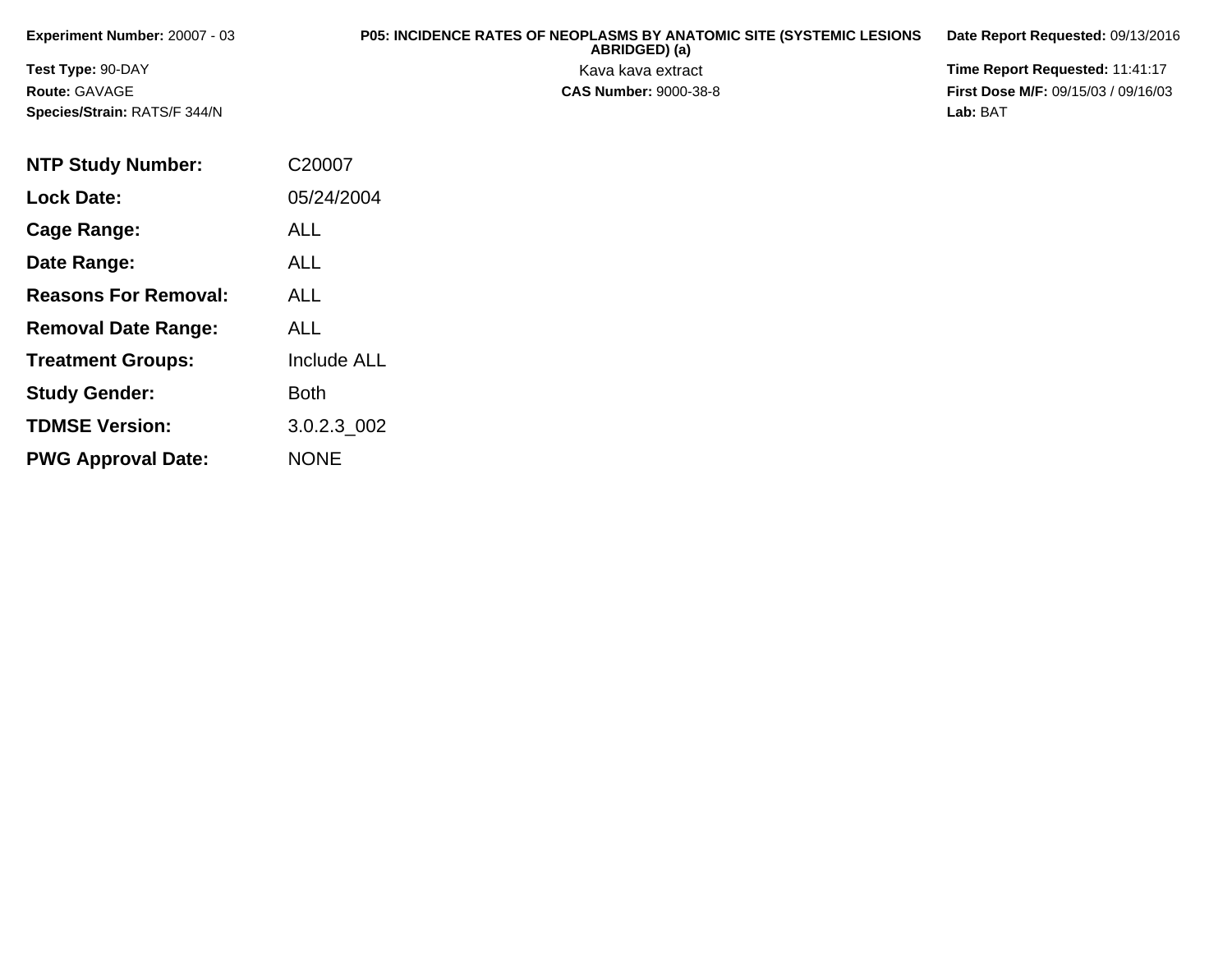**Experiment Number:** 20007 - 03

**Test Type:** 90-DAY

**Route:** GAVAGE

**Species/Strain:** RATS/F 344/N

**P05: INCIDENCE RATES OF NEOPLASMS BY ANATOMIC SITE (SYSTEMIC LESIONS ABRIDGED) (a)**

Kava kava extract

**CAS Number:** 9000-38-8

**Date Report Requested:** 09/13/2016

**Time Report Requested:** 11:41:17

**First Dose M/F:** 09/15/03 / 09/16/03

**Lab:** BAT

| | |
|---|---|
| **NTP Study Number:** | C20007 |
| **Lock Date:** | 05/24/2004 |
| **Cage Range:** | ALL |
| **Date Range:** | ALL |
| **Reasons For Removal:** | ALL |
| **Removal Date Range:** | ALL |
| **Treatment Groups:** | Include ALL |
| **Study Gender:** | Both |
| **TDMSE Version:** | 3.0.2.3_002 |
| **PWG Approval Date:** | NONE |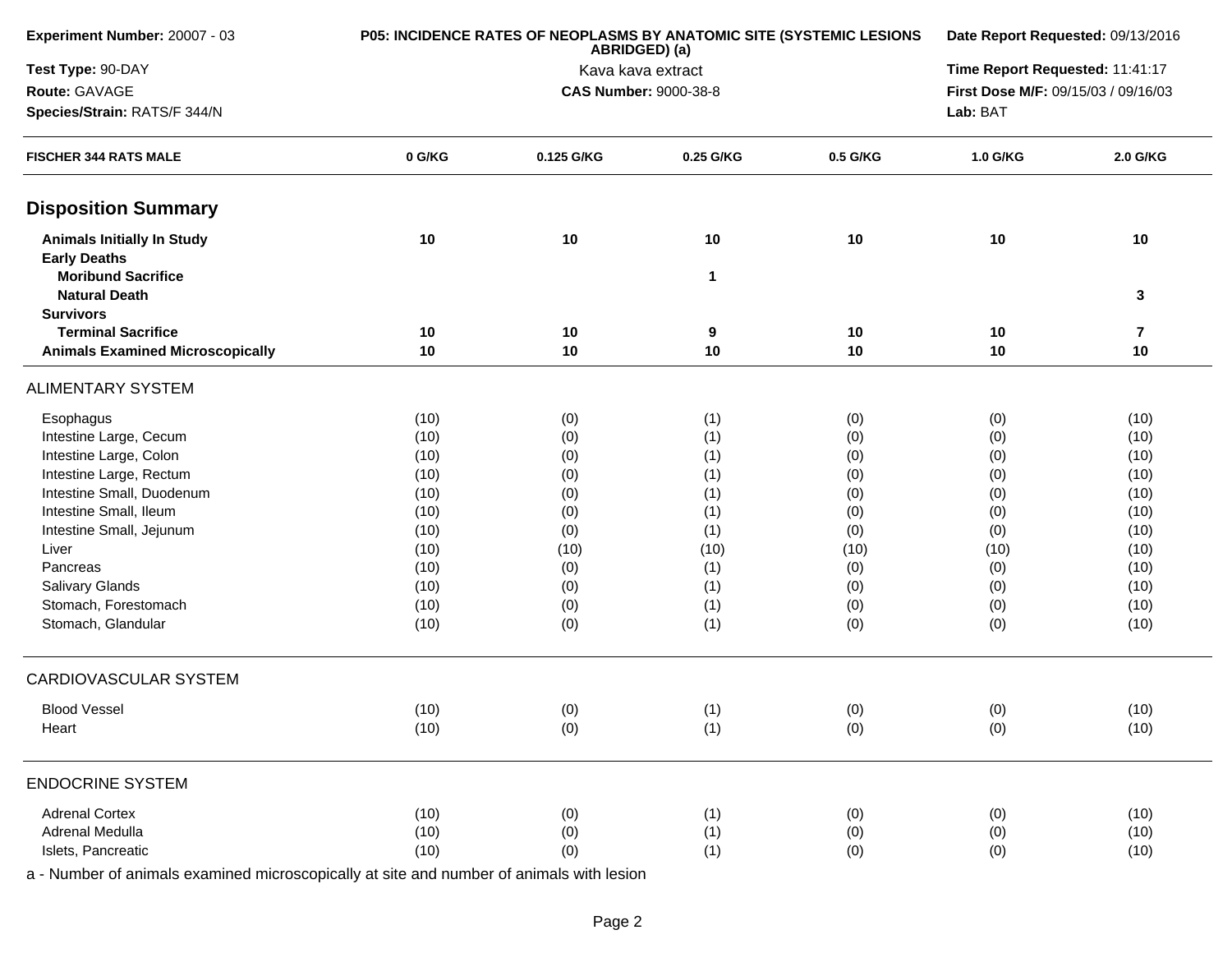**Experiment Number:** 20007 - 03

**Test Type:** 90-DAY

**Route:** GAVAGE

**Species/Strain:** RATS/F 344/N

**P05: INCIDENCE RATES OF NEOPLASMS BY ANATOMIC SITE (SYSTEMIC LESIONS ABRIDGED) (a)**

Kava kava extract

**CAS Number:** 9000-38-8

**Date Report Requested:** 09/13/2016

**Time Report Requested:** 11:41:17

**First Dose M/F:** 09/15/03 / 09/16/03

**Lab:** BAT

| FISCHER 344 RATS MALE | 0 G/KG | 0.125 G/KG | 0.25 G/KG | 0.5 G/KG | 1.0 G/KG | 2.0 G/KG |
|---|---|---|---|---|---|---|
| **Disposition Summary** | | | | | | |
| **Animals Initially In Study** | **10** | **10** | **10** | **10** | **10** | **10** |
| **Early Deaths** | | | | | | |
| **Moribund Sacrifice** | | | **1** | | | |
| **Natural Death** | | | | | | **3** |
| **Survivors** | | | | | | |
| **Terminal Sacrifice** | **10** | **10** | **9** | **10** | **10** | **7** |
| **Animals Examined Microscopically** | **10** | **10** | **10** | **10** | **10** | **10** |
| ALIMENTARY SYSTEM | | | | | | |
| Esophagus | (10) | (0) | (1) | (0) | (0) | (10) |
| Intestine Large, Cecum | (10) | (0) | (1) | (0) | (0) | (10) |
| Intestine Large, Colon | (10) | (0) | (1) | (0) | (0) | (10) |
| Intestine Large, Rectum | (10) | (0) | (1) | (0) | (0) | (10) |
| Intestine Small, Duodenum | (10) | (0) | (1) | (0) | (0) | (10) |
| Intestine Small, Ileum | (10) | (0) | (1) | (0) | (0) | (10) |
| Intestine Small, Jejunum | (10) | (0) | (1) | (0) | (0) | (10) |
| Liver | (10) | (10) | (10) | (10) | (10) | (10) |
| Pancreas | (10) | (0) | (1) | (0) | (0) | (10) |
| Salivary Glands | (10) | (0) | (1) | (0) | (0) | (10) |
| Stomach, Forestomach | (10) | (0) | (1) | (0) | (0) | (10) |
| Stomach, Glandular | (10) | (0) | (1) | (0) | (0) | (10) |
| CARDIOVASCULAR SYSTEM | | | | | | |
| Blood Vessel | (10) | (0) | (1) | (0) | (0) | (10) |
| Heart | (10) | (0) | (1) | (0) | (0) | (10) |
| ENDOCRINE SYSTEM | | | | | | |
| Adrenal Cortex | (10) | (0) | (1) | (0) | (0) | (10) |
| Adrenal Medulla | (10) | (0) | (1) | (0) | (0) | (10) |
| Islets, Pancreatic | (10) | (0) | (1) | (0) | (0) | (10) |

a - Number of animals examined microscopically at site and number of animals with lesion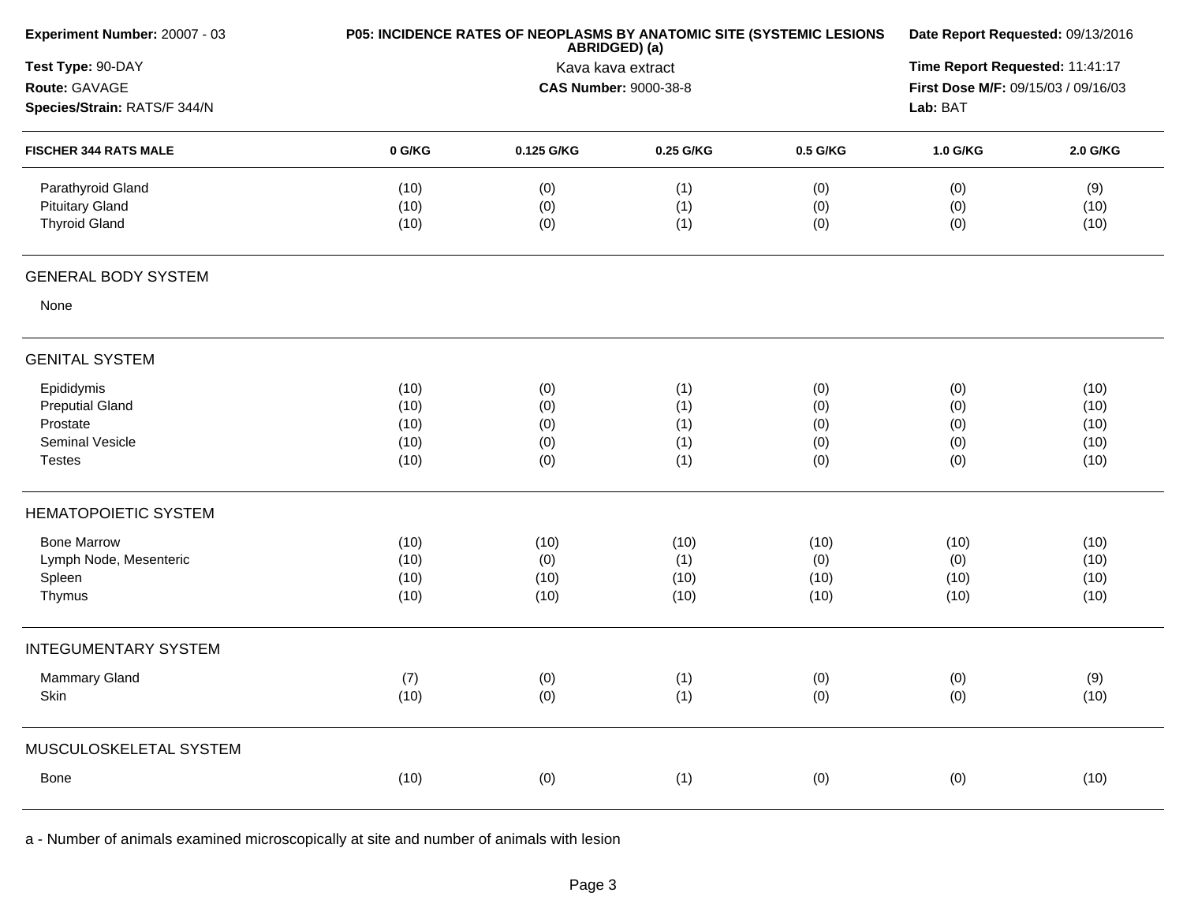**Experiment Number:** 20007 - 03
**Test Type:** 90-DAY
**Route:** GAVAGE
**Species/Strain:** RATS/F 344/N

**P05: INCIDENCE RATES OF NEOPLASMS BY ANATOMIC SITE (SYSTEMIC LESIONS ABRIDGED) (a)**
Kava kava extract
**CAS Number:** 9000-38-8

**Date Report Requested:** 09/13/2016
**Time Report Requested:** 11:41:17
**First Dose M/F:** 09/15/03 / 09/16/03
**Lab:** BAT

| FISCHER 344 RATS MALE | 0 G/KG | 0.125 G/KG | 0.25 G/KG | 0.5 G/KG | 1.0 G/KG | 2.0 G/KG |
|---|---|---|---|---|---|---|
| Parathyroid Gland | (10) | (0) | (1) | (0) | (0) | (9) |
| Pituitary Gland | (10) | (0) | (1) | (0) | (0) | (10) |
| Thyroid Gland | (10) | (0) | (1) | (0) | (0) | (10) |
| **GENERAL BODY SYSTEM** | | | | | | |
| None | | | | | | |
| **GENITAL SYSTEM** | | | | | | |
| Epididymis | (10) | (0) | (1) | (0) | (0) | (10) |
| Preputial Gland | (10) | (0) | (1) | (0) | (0) | (10) |
| Prostate | (10) | (0) | (1) | (0) | (0) | (10) |
| Seminal Vesicle | (10) | (0) | (1) | (0) | (0) | (10) |
| Testes | (10) | (0) | (1) | (0) | (0) | (10) |
| **HEMATOPOIETIC SYSTEM** | | | | | | |
| Bone Marrow | (10) | (10) | (10) | (10) | (10) | (10) |
| Lymph Node, Mesenteric | (10) | (0) | (1) | (0) | (0) | (10) |
| Spleen | (10) | (10) | (10) | (10) | (10) | (10) |
| Thymus | (10) | (10) | (10) | (10) | (10) | (10) |
| **INTEGUMENTARY SYSTEM** | | | | | | |
| Mammary Gland | (7) | (0) | (1) | (0) | (0) | (9) |
| Skin | (10) | (0) | (1) | (0) | (0) | (10) |
| **MUSCULOSKELETAL SYSTEM** | | | | | | |
| Bone | (10) | (0) | (1) | (0) | (0) | (10) |

a - Number of animals examined microscopically at site and number of animals with lesion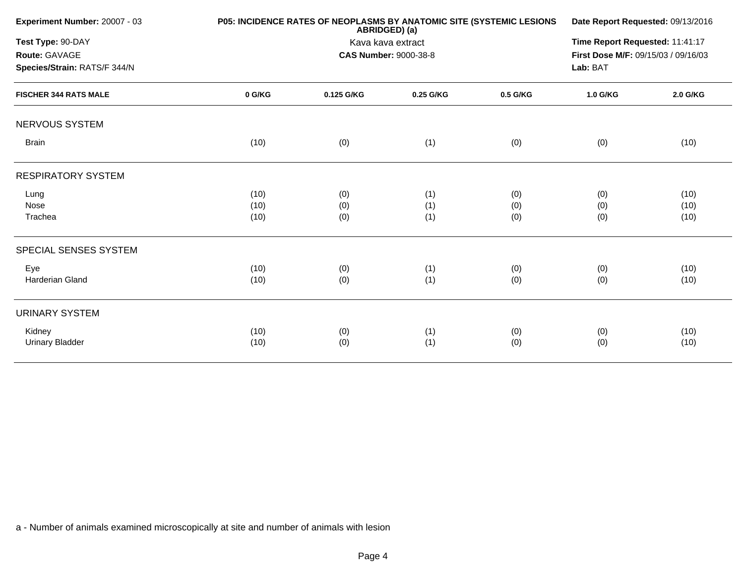**Experiment Number:** 20007 - 03
**Test Type:** 90-DAY
**Route:** GAVAGE
**Species/Strain:** RATS/F 344/N

**P05: INCIDENCE RATES OF NEOPLASMS BY ANATOMIC SITE (SYSTEMIC LESIONS ABRIDGED) (a)**
Kava kava extract
**CAS Number:** 9000-38-8

**Date Report Requested:** 09/13/2016
**Time Report Requested:** 11:41:17
**First Dose M/F:** 09/15/03 / 09/16/03
**Lab:** BAT

| FISCHER 344 RATS MALE | 0 G/KG | 0.125 G/KG | 0.25 G/KG | 0.5 G/KG | 1.0 G/KG | 2.0 G/KG |
|---|---|---|---|---|---|---|
| **NERVOUS SYSTEM** | | | | | | |
| Brain | (10) | (0) | (1) | (0) | (0) | (10) |
| **RESPIRATORY SYSTEM** | | | | | | |
| Lung | (10) | (0) | (1) | (0) | (0) | (10) |
| Nose | (10) | (0) | (1) | (0) | (0) | (10) |
| Trachea | (10) | (0) | (1) | (0) | (0) | (10) |
| **SPECIAL SENSES SYSTEM** | | | | | | |
| Eye | (10) | (0) | (1) | (0) | (0) | (10) |
| Harderian Gland | (10) | (0) | (1) | (0) | (0) | (10) |
| **URINARY SYSTEM** | | | | | | |
| Kidney | (10) | (0) | (1) | (0) | (0) | (10) |
| Urinary Bladder | (10) | (0) | (1) | (0) | (0) | (10) |

a - Number of animals examined microscopically at site and number of animals with lesion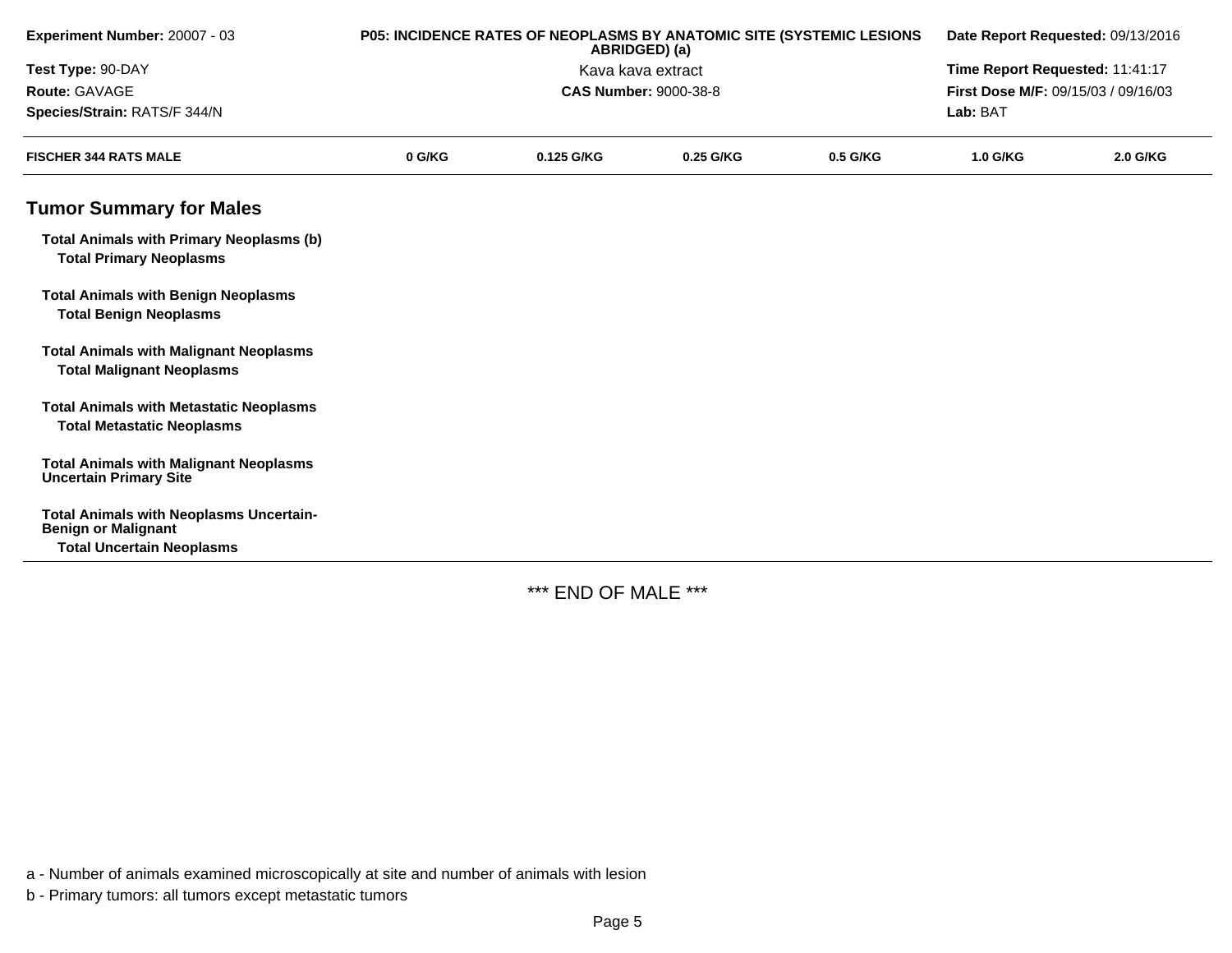**Experiment Number:** 20007 - 03
**Test Type:** 90-DAY
**Route:** GAVAGE
**Species/Strain:** RATS/F 344/N

**P05: INCIDENCE RATES OF NEOPLASMS BY ANATOMIC SITE (SYSTEMIC LESIONS ABRIDGED) (a)**
Kava kava extract
**CAS Number:** 9000-38-8

**Date Report Requested:** 09/13/2016
**Time Report Requested:** 11:41:17
**First Dose M/F:** 09/15/03 / 09/16/03
**Lab:** BAT

| FISCHER 344 RATS MALE | 0 G/KG | 0.125 G/KG | 0.25 G/KG | 0.5 G/KG | 1.0 G/KG | 2.0 G/KG |
|---|---|---|---|---|---|---|
| **Tumor Summary for Males** | | | | | | |
| **Total Animals with Primary Neoplasms (b)** | | | | | | |
| **Total Primary Neoplasms** | | | | | | |
| **Total Animals with Benign Neoplasms** | | | | | | |
| **Total Benign Neoplasms** | | | | | | |
| **Total Animals with Malignant Neoplasms** | | | | | | |
| **Total Malignant Neoplasms** | | | | | | |
| **Total Animals with Metastatic Neoplasms** | | | | | | |
| **Total Metastatic Neoplasms** | | | | | | |
| **Total Animals with Malignant Neoplasms Uncertain Primary Site** | | | | | | |
| **Total Animals with Neoplasms Uncertain-Benign or Malignant** | | | | | | |
| **Total Uncertain Neoplasms** | | | | | | |

\*\*\* END OF MALE \*\*\*

a - Number of animals examined microscopically at site and number of animals with lesion

b - Primary tumors: all tumors except metastatic tumors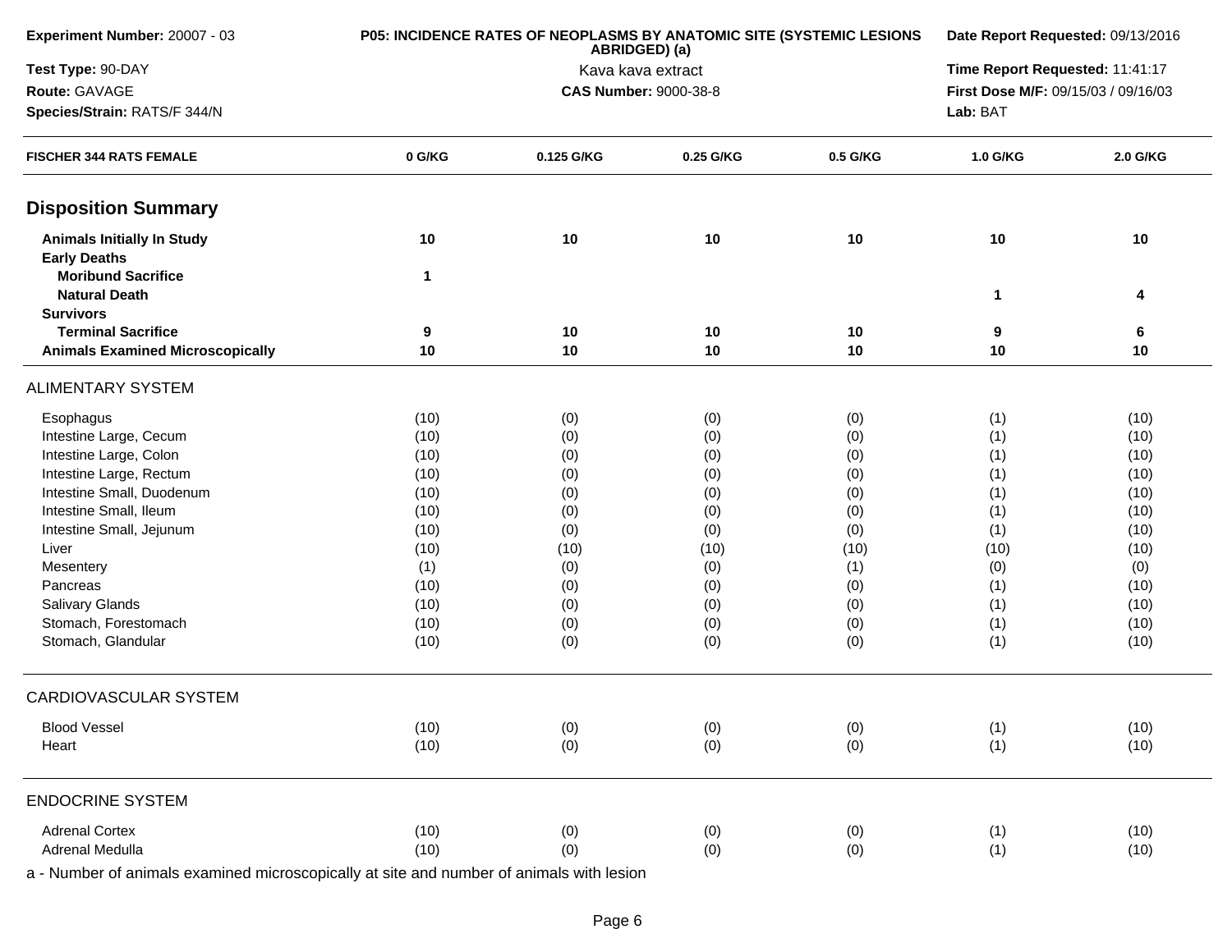**Experiment Number:** 20007 - 03

**Test Type:** 90-DAY

**Route:** GAVAGE

**Species/Strain:** RATS/F 344/N

**P05: INCIDENCE RATES OF NEOPLASMS BY ANATOMIC SITE (SYSTEMIC LESIONS ABRIDGED) (a)**

Kava kava extract

**CAS Number:** 9000-38-8

**Date Report Requested:** 09/13/2016

**Time Report Requested:** 11:41:17

**First Dose M/F:** 09/15/03 / 09/16/03

**Lab:** BAT

| FISCHER 344 RATS FEMALE | 0 G/KG | 0.125 G/KG | 0.25 G/KG | 0.5 G/KG | 1.0 G/KG | 2.0 G/KG |
|---|---|---|---|---|---|---|
| **Disposition Summary** | | | | | | |
| **Animals Initially In Study** | **10** | **10** | **10** | **10** | **10** | **10** |
| **Early Deaths** | | | | | | |
| **Moribund Sacrifice** | **1** | | | | | |
| **Natural Death** | | | | | **1** | **4** |
| **Survivors** | | | | | | |
| **Terminal Sacrifice** | **9** | **10** | **10** | **10** | **9** | **6** |
| **Animals Examined Microscopically** | **10** | **10** | **10** | **10** | **10** | **10** |
| ALIMENTARY SYSTEM | | | | | | |
| Esophagus | (10) | (0) | (0) | (0) | (1) | (10) |
| Intestine Large, Cecum | (10) | (0) | (0) | (0) | (1) | (10) |
| Intestine Large, Colon | (10) | (0) | (0) | (0) | (1) | (10) |
| Intestine Large, Rectum | (10) | (0) | (0) | (0) | (1) | (10) |
| Intestine Small, Duodenum | (10) | (0) | (0) | (0) | (1) | (10) |
| Intestine Small, Ileum | (10) | (0) | (0) | (0) | (1) | (10) |
| Intestine Small, Jejunum | (10) | (0) | (0) | (0) | (1) | (10) |
| Liver | (10) | (10) | (10) | (10) | (10) | (10) |
| Mesentery | (1) | (0) | (0) | (1) | (0) | (0) |
| Pancreas | (10) | (0) | (0) | (0) | (1) | (10) |
| Salivary Glands | (10) | (0) | (0) | (0) | (1) | (10) |
| Stomach, Forestomach | (10) | (0) | (0) | (0) | (1) | (10) |
| Stomach, Glandular | (10) | (0) | (0) | (0) | (1) | (10) |
| CARDIOVASCULAR SYSTEM | | | | | | |
| Blood Vessel | (10) | (0) | (0) | (0) | (1) | (10) |
| Heart | (10) | (0) | (0) | (0) | (1) | (10) |
| ENDOCRINE SYSTEM | | | | | | |
| Adrenal Cortex | (10) | (0) | (0) | (0) | (1) | (10) |
| Adrenal Medulla | (10) | (0) | (0) | (0) | (1) | (10) |

a - Number of animals examined microscopically at site and number of animals with lesion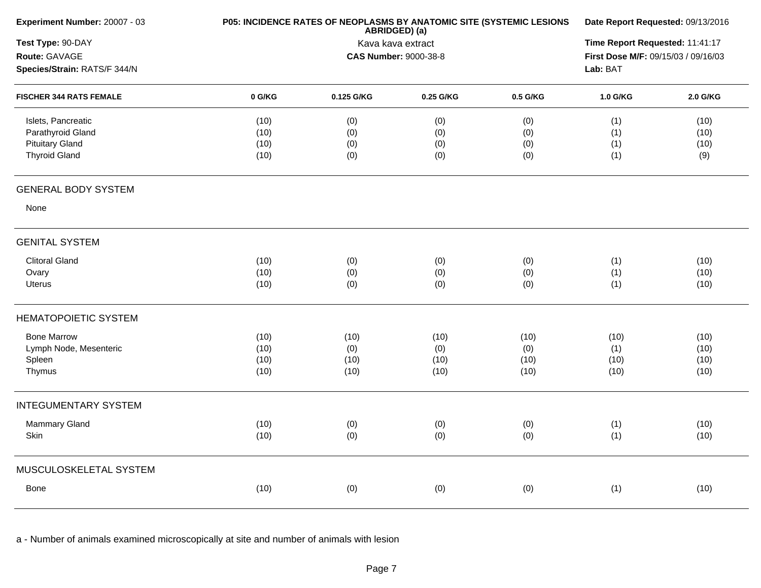**Experiment Number:** 20007 - 03
**Test Type:** 90-DAY
**Route:** GAVAGE
**Species/Strain:** RATS/F 344/N

**P05: INCIDENCE RATES OF NEOPLASMS BY ANATOMIC SITE (SYSTEMIC LESIONS ABRIDGED) (a)**
Kava kava extract
**CAS Number:** 9000-38-8

**Date Report Requested:** 09/13/2016
**Time Report Requested:** 11:41:17
**First Dose M/F:** 09/15/03 / 09/16/03
**Lab:** BAT

| FISCHER 344 RATS FEMALE | 0 G/KG | 0.125 G/KG | 0.25 G/KG | 0.5 G/KG | 1.0 G/KG | 2.0 G/KG |
|---|---|---|---|---|---|---|
| Islets, Pancreatic | (10) | (0) | (0) | (0) | (1) | (10) |
| Parathyroid Gland | (10) | (0) | (0) | (0) | (1) | (10) |
| Pituitary Gland | (10) | (0) | (0) | (0) | (1) | (10) |
| Thyroid Gland | (10) | (0) | (0) | (0) | (1) | (9) |
| **GENERAL BODY SYSTEM** | | | | | | |
| None | | | | | | |
| **GENITAL SYSTEM** | | | | | | |
| Clitoral Gland | (10) | (0) | (0) | (0) | (1) | (10) |
| Ovary | (10) | (0) | (0) | (0) | (1) | (10) |
| Uterus | (10) | (0) | (0) | (0) | (1) | (10) |
| **HEMATOPOIETIC SYSTEM** | | | | | | |
| Bone Marrow | (10) | (10) | (10) | (10) | (10) | (10) |
| Lymph Node, Mesenteric | (10) | (0) | (0) | (0) | (1) | (10) |
| Spleen | (10) | (10) | (10) | (10) | (10) | (10) |
| Thymus | (10) | (10) | (10) | (10) | (10) | (10) |
| **INTEGUMENTARY SYSTEM** | | | | | | |
| Mammary Gland | (10) | (0) | (0) | (0) | (1) | (10) |
| Skin | (10) | (0) | (0) | (0) | (1) | (10) |
| **MUSCULOSKELETAL SYSTEM** | | | | | | |
| Bone | (10) | (0) | (0) | (0) | (1) | (10) |

a - Number of animals examined microscopically at site and number of animals with lesion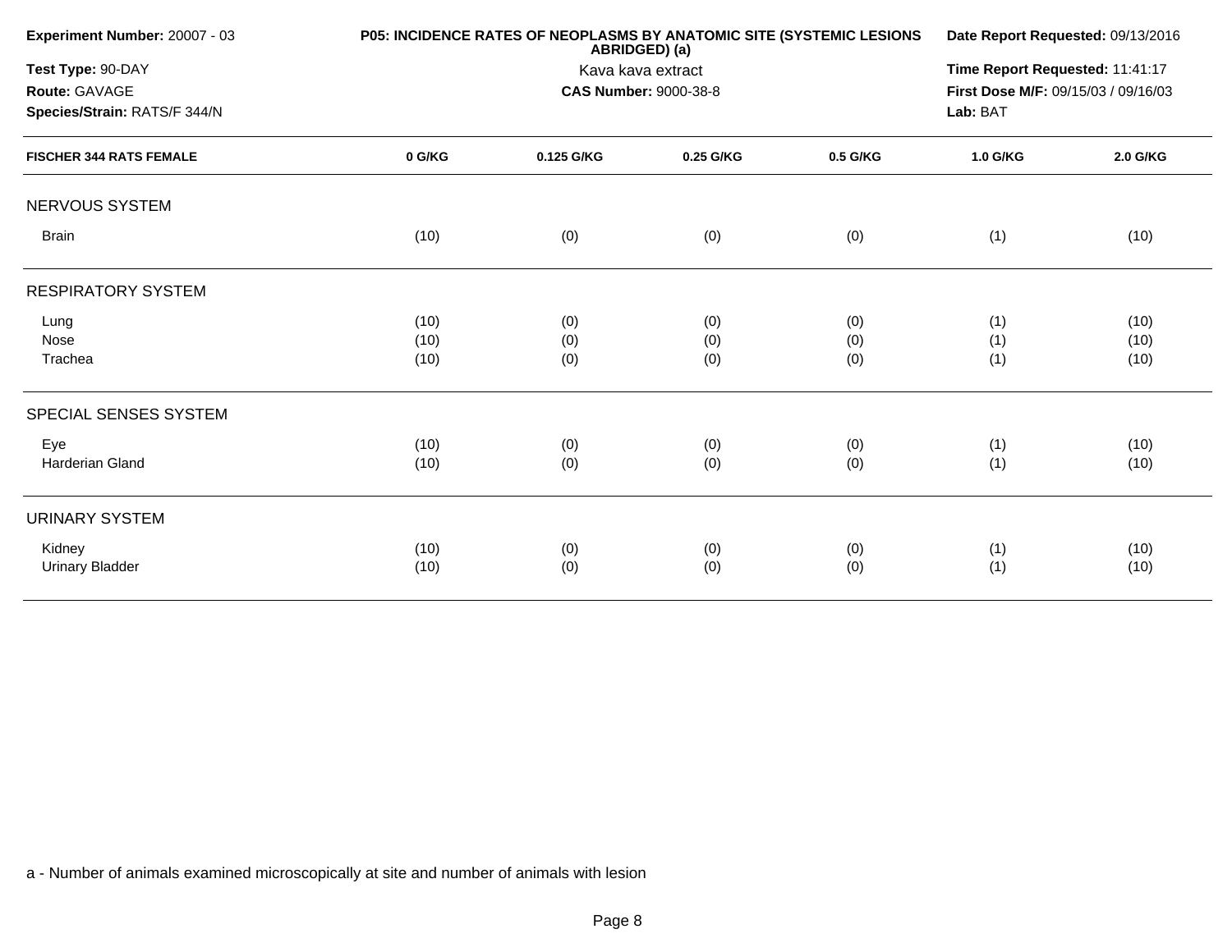| Experiment Number: 20007 - 03 | P05: INCIDENCE RATES OF NEOPLASMS BY ANATOMIC SITE (SYSTEMIC LESIONS ABRIDGED) (a) | Date Report Requested: 09/13/2016 |
|---|---|---|
| Test Type: 90-DAY | Kava kava extract | Time Report Requested: 11:41:17 |
| Route: GAVAGE | CAS Number: 9000-38-8 | First Dose M/F: 09/15/03 / 09/16/03 |
| Species/Strain: RATS/F 344/N | | Lab: BAT |

| FISCHER 344 RATS FEMALE | 0 G/KG | 0.125 G/KG | 0.25 G/KG | 0.5 G/KG | 1.0 G/KG | 2.0 G/KG |
|---|---|---|---|---|---|---|
| **NERVOUS SYSTEM** | | | | | | |
| Brain | (10) | (0) | (0) | (0) | (1) | (10) |
| **RESPIRATORY SYSTEM** | | | | | | |
| Lung | (10) | (0) | (0) | (0) | (1) | (10) |
| Nose | (10) | (0) | (0) | (0) | (1) | (10) |
| Trachea | (10) | (0) | (0) | (0) | (1) | (10) |
| **SPECIAL SENSES SYSTEM** | | | | | | |
| Eye | (10) | (0) | (0) | (0) | (1) | (10) |
| Harderian Gland | (10) | (0) | (0) | (0) | (1) | (10) |
| **URINARY SYSTEM** | | | | | | |
| Kidney | (10) | (0) | (0) | (0) | (1) | (10) |
| Urinary Bladder | (10) | (0) | (0) | (0) | (1) | (10) |

a - Number of animals examined microscopically at site and number of animals with lesion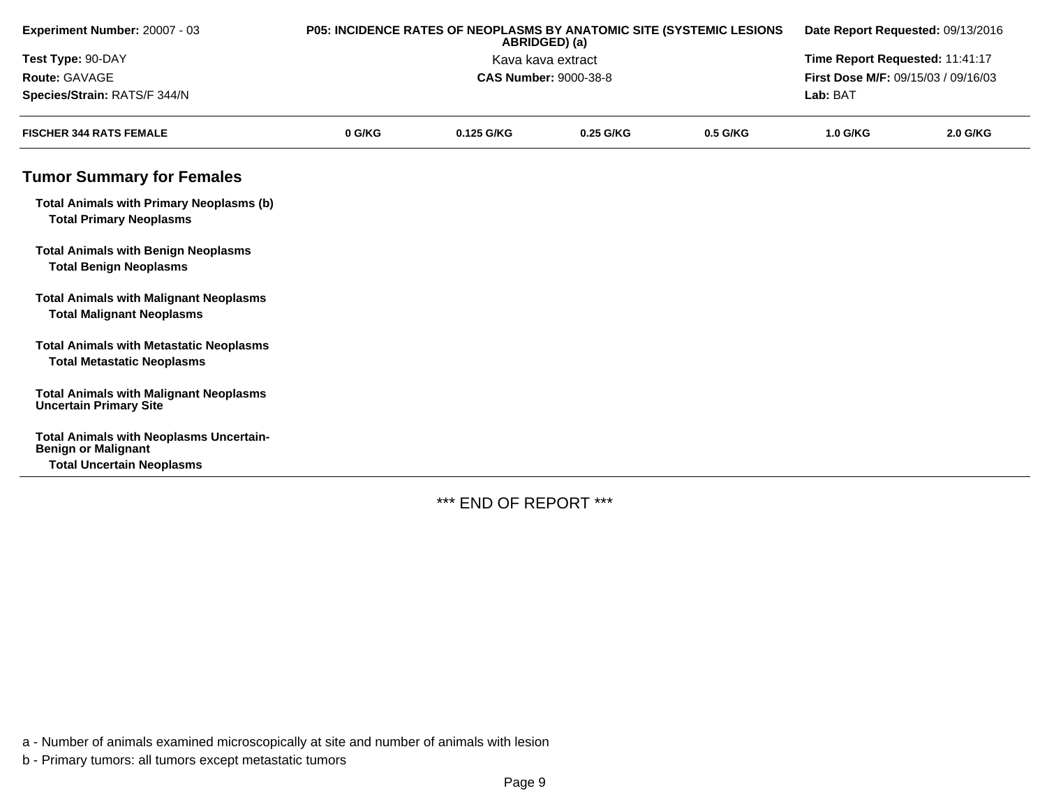| Experiment Number: 20007 - 03 | P05: INCIDENCE RATES OF NEOPLASMS BY ANATOMIC SITE (SYSTEMIC LESIONS ABRIDGED) (a) | Date Report Requested: 09/13/2016 |
|---|---|---|
| Test Type: 90-DAY | Kava kava extract | Time Report Requested: 11:41:17 |
| Route: GAVAGE | CAS Number: 9000-38-8 | First Dose M/F: 09/15/03 / 09/16/03 |
| Species/Strain: RATS/F 344/N | | Lab: BAT |

| FISCHER 344 RATS FEMALE | 0 G/KG | 0.125 G/KG | 0.25 G/KG | 0.5 G/KG | 1.0 G/KG | 2.0 G/KG |
|---|---|---|---|---|---|---|
| **Tumor Summary for Females** | | | | | | |
| **Total Animals with Primary Neoplasms (b)** | | | | | | |
| **Total Primary Neoplasms** | | | | | | |
| **Total Animals with Benign Neoplasms** | | | | | | |
| **Total Benign Neoplasms** | | | | | | |
| **Total Animals with Malignant Neoplasms** | | | | | | |
| **Total Malignant Neoplasms** | | | | | | |
| **Total Animals with Metastatic Neoplasms** | | | | | | |
| **Total Metastatic Neoplasms** | | | | | | |
| **Total Animals with Malignant Neoplasms Uncertain Primary Site** | | | | | | |
| **Total Animals with Neoplasms Uncertain-Benign or Malignant** | | | | | | |
| **Total Uncertain Neoplasms** | | | | | | |

*** END OF REPORT ***

a - Number of animals examined microscopically at site and number of animals with lesion

b - Primary tumors: all tumors except metastatic tumors